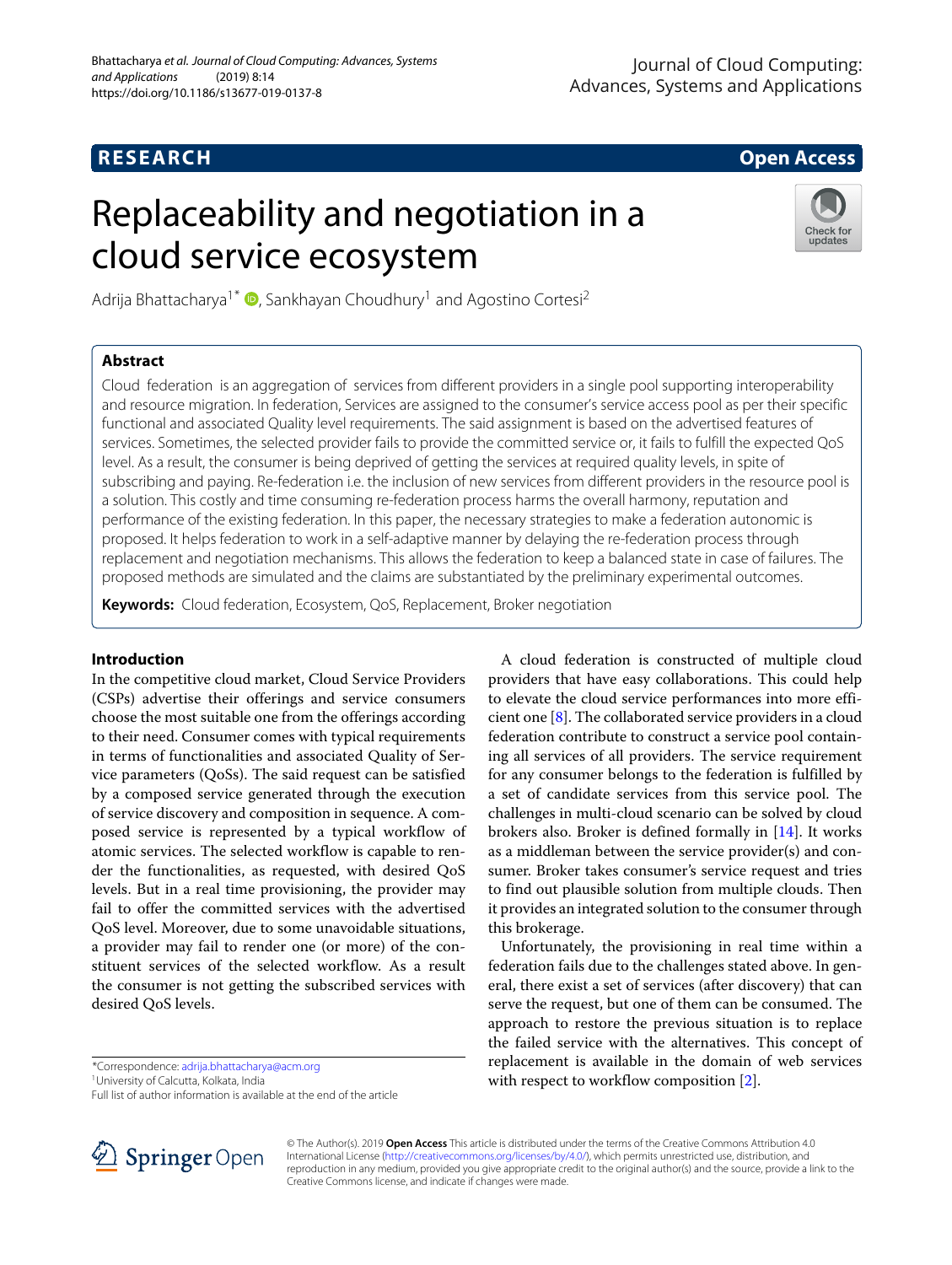RESEARCH | Open Access

# Replaceability and negotiation in a cloud service ecosystem

Adrija Bhattacharya[1*], Sankhayan Choudhury[1] and Agostino Cortesi[2]

## Abstract

Cloud federation is an aggregation of services from different providers in a single pool supporting interoperability and resource migration. In federation, Services are assigned to the consumer's service access pool as per their specific functional and associated Quality level requirements. The said assignment is based on the advertised features of services. Sometimes, the selected provider fails to provide the committed service or, it fails to fulfill the expected QoS level. As a result, the consumer is being deprived of getting the services at required quality levels, in spite of subscribing and paying. Re-federation i.e. the inclusion of new services from different providers in the resource pool is a solution. This costly and time consuming re-federation process harms the overall harmony, reputation and performance of the existing federation. In this paper, the necessary strategies to make a federation autonomic is proposed. It helps federation to work in a self-adaptive manner by delaying the re-federation process through replacement and negotiation mechanisms. This allows the federation to keep a balanced state in case of failures. The proposed methods are simulated and the claims are substantiated by the preliminary experimental outcomes.

**Keywords:** Cloud federation, Ecosystem, QoS, Replacement, Broker negotiation

## Introduction

In the competitive cloud market, Cloud Service Providers (CSPs) advertise their offerings and service consumers choose the most suitable one from the offerings according to their need. Consumer comes with typical requirements in terms of functionalities and associated Quality of Service parameters (QoSs). The said request can be satisfied by a composed service generated through the execution of service discovery and composition in sequence. A composed service is represented by a typical workflow of atomic services. The selected workflow is capable to render the functionalities, as requested, with desired QoS levels. But in a real time provisioning, the provider may fail to offer the committed services with the advertised QoS level. Moreover, due to some unavoidable situations, a provider may fail to render one (or more) of the constituent services of the selected workflow. As a result the consumer is not getting the subscribed services with desired QoS levels.

A cloud federation is constructed of multiple cloud providers that have easy collaborations. This could help to elevate the cloud service performances into more efficient one [8]. The collaborated service providers in a cloud federation contribute to construct a service pool containing all services of all providers. The service requirement for any consumer belongs to the federation is fulfilled by a set of candidate services from this service pool. The challenges in multi-cloud scenario can be solved by cloud brokers also. Broker is defined formally in [14]. It works as a middleman between the service provider(s) and consumer. Broker takes consumer's service request and tries to find out plausible solution from multiple clouds. Then it provides an integrated solution to the consumer through this brokerage.

Unfortunately, the provisioning in real time within a federation fails due to the challenges stated above. In general, there exist a set of services (after discovery) that can serve the request, but one of them can be consumed. The approach to restore the previous situation is to replace the failed service with the alternatives. This concept of replacement is available in the domain of web services with respect to workflow composition [2].

*Correspondence: adrija.bhattacharya@acm.org
[1]University of Calcutta, Kolkata, India
Full list of author information is available at the end of the article

© The Author(s). 2019 **Open Access** This article is distributed under the terms of the Creative Commons Attribution 4.0 International License (http://creativecommons.org/licenses/by/4.0/), which permits unrestricted use, distribution, and reproduction in any medium, provided you give appropriate credit to the original author(s) and the source, provide a link to the Creative Commons license, and indicate if changes were made.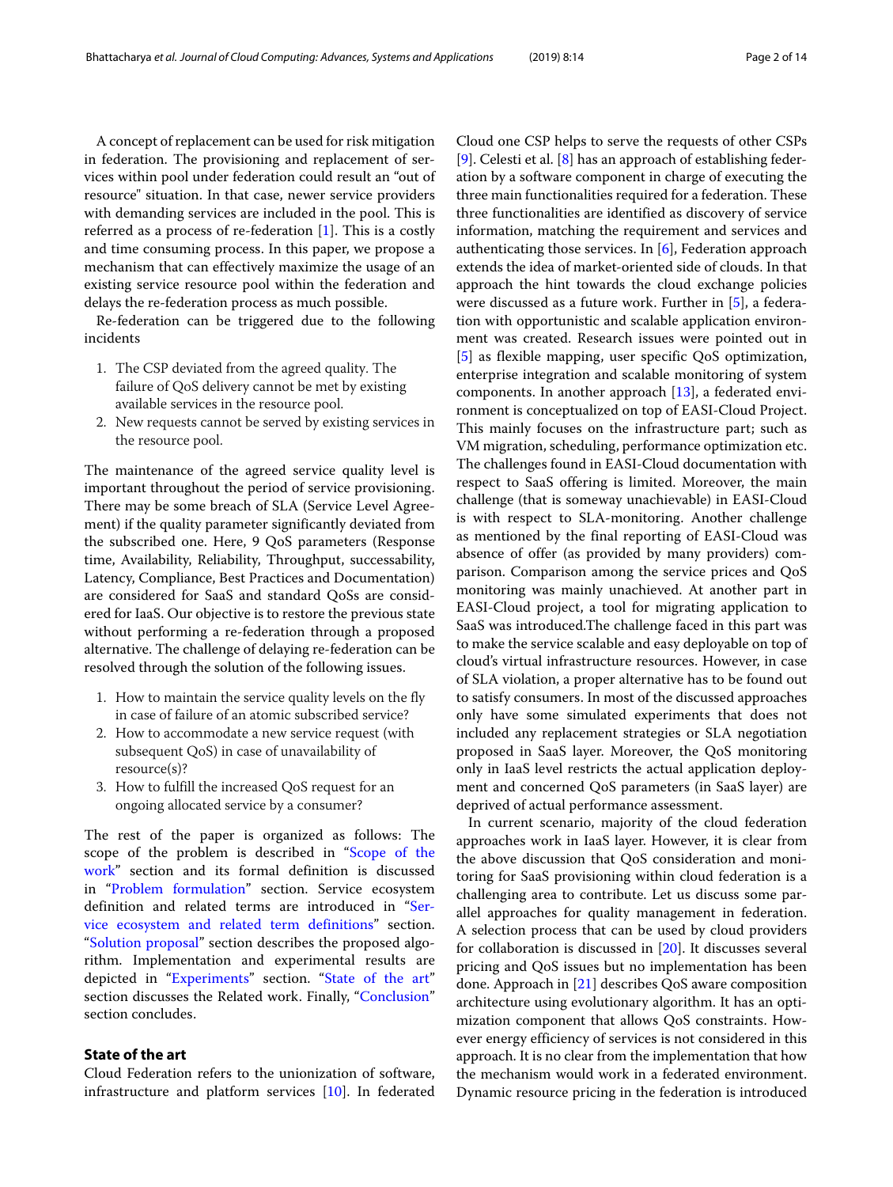A concept of replacement can be used for risk mitigation in federation. The provisioning and replacement of services within pool under federation could result an "out of resource" situation. In that case, newer service providers with demanding services are included in the pool. This is referred as a process of re-federation [1]. This is a costly and time consuming process. In this paper, we propose a mechanism that can effectively maximize the usage of an existing service resource pool within the federation and delays the re-federation process as much possible.

Re-federation can be triggered due to the following incidents

1. The CSP deviated from the agreed quality. The failure of QoS delivery cannot be met by existing available services in the resource pool.
2. New requests cannot be served by existing services in the resource pool.

The maintenance of the agreed service quality level is important throughout the period of service provisioning. There may be some breach of SLA (Service Level Agreement) if the quality parameter significantly deviated from the subscribed one. Here, 9 QoS parameters (Response time, Availability, Reliability, Throughput, successability, Latency, Compliance, Best Practices and Documentation) are considered for SaaS and standard QoSs are considered for IaaS. Our objective is to restore the previous state without performing a re-federation through a proposed alternative. The challenge of delaying re-federation can be resolved through the solution of the following issues.

1. How to maintain the service quality levels on the fly in case of failure of an atomic subscribed service?
2. How to accommodate a new service request (with subsequent QoS) in case of unavailability of resource(s)?
3. How to fulfill the increased QoS request for an ongoing allocated service by a consumer?

The rest of the paper is organized as follows: The scope of the problem is described in "Scope of the work" section and its formal definition is discussed in "Problem formulation" section. Service ecosystem definition and related terms are introduced in "Service ecosystem and related term definitions" section. "Solution proposal" section describes the proposed algorithm. Implementation and experimental results are depicted in "Experiments" section. "State of the art" section discusses the Related work. Finally, "Conclusion" section concludes.

## State of the art

Cloud Federation refers to the unionization of software, infrastructure and platform services [10]. In federated Cloud one CSP helps to serve the requests of other CSPs [9]. Celesti et al. [8] has an approach of establishing federation by a software component in charge of executing the three main functionalities required for a federation. These three functionalities are identified as discovery of service information, matching the requirement and services and authenticating those services. In [6], Federation approach extends the idea of market-oriented side of clouds. In that approach the hint towards the cloud exchange policies were discussed as a future work. Further in [5], a federation with opportunistic and scalable application environment was created. Research issues were pointed out in [5] as flexible mapping, user specific QoS optimization, enterprise integration and scalable monitoring of system components. In another approach [13], a federated environment is conceptualized on top of EASI-Cloud Project. This mainly focuses on the infrastructure part; such as VM migration, scheduling, performance optimization etc. The challenges found in EASI-Cloud documentation with respect to SaaS offering is limited. Moreover, the main challenge (that is someway unachievable) in EASI-Cloud is with respect to SLA-monitoring. Another challenge as mentioned by the final reporting of EASI-Cloud was absence of offer (as provided by many providers) comparison. Comparison among the service prices and QoS monitoring was mainly unachieved. At another part in EASI-Cloud project, a tool for migrating application to SaaS was introduced.The challenge faced in this part was to make the service scalable and easy deployable on top of cloud's virtual infrastructure resources. However, in case of SLA violation, a proper alternative has to be found out to satisfy consumers. In most of the discussed approaches only have some simulated experiments that does not included any replacement strategies or SLA negotiation proposed in SaaS layer. Moreover, the QoS monitoring only in IaaS level restricts the actual application deployment and concerned QoS parameters (in SaaS layer) are deprived of actual performance assessment.

In current scenario, majority of the cloud federation approaches work in IaaS layer. However, it is clear from the above discussion that QoS consideration and monitoring for SaaS provisioning within cloud federation is a challenging area to contribute. Let us discuss some parallel approaches for quality management in federation. A selection process that can be used by cloud providers for collaboration is discussed in [20]. It discusses several pricing and QoS issues but no implementation has been done. Approach in [21] describes QoS aware composition architecture using evolutionary algorithm. It has an optimization component that allows QoS constraints. However energy efficiency of services is not considered in this approach. It is no clear from the implementation that how the mechanism would work in a federated environment. Dynamic resource pricing in the federation is introduced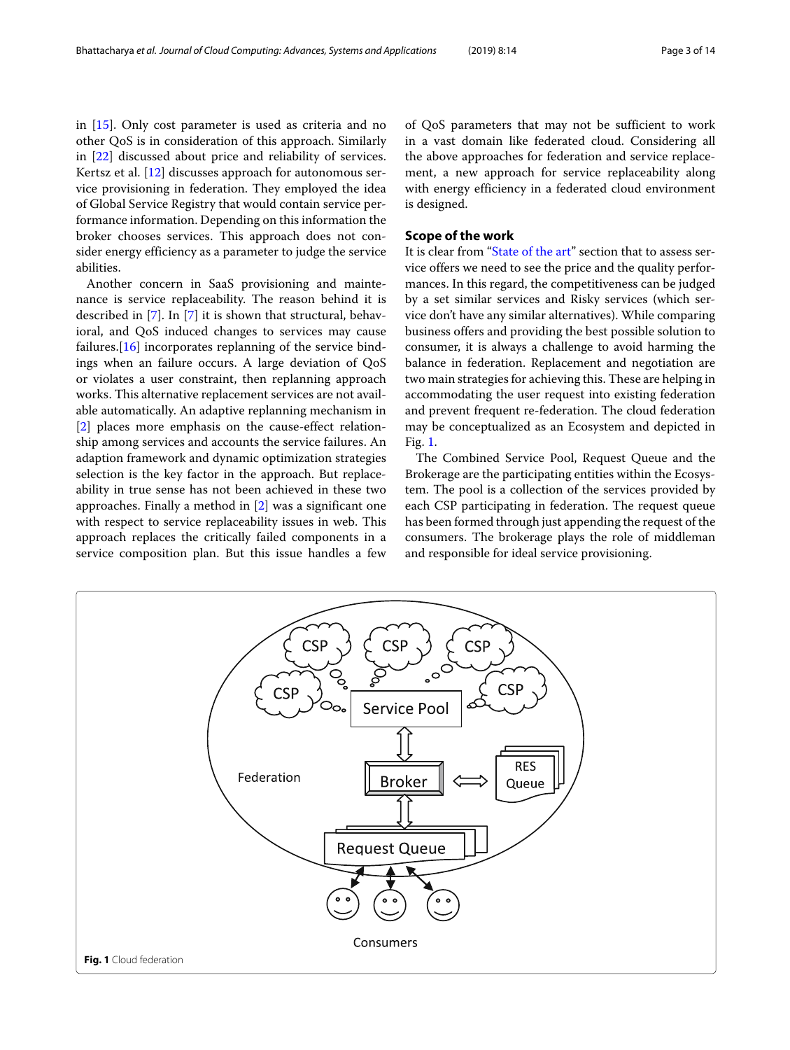in [15]. Only cost parameter is used as criteria and no other QoS is in consideration of this approach. Similarly in [22] discussed about price and reliability of services. Kertsz et al. [12] discusses approach for autonomous service provisioning in federation. They employed the idea of Global Service Registry that would contain service performance information. Depending on this information the broker chooses services. This approach does not consider energy efficiency as a parameter to judge the service abilities.

Another concern in SaaS provisioning and maintenance is service replaceability. The reason behind it is described in [7]. In [7] it is shown that structural, behavioral, and QoS induced changes to services may cause failures.[16] incorporates replanning of the service bindings when an failure occurs. A large deviation of QoS or violates a user constraint, then replanning approach works. This alternative replacement services are not available automatically. An adaptive replanning mechanism in [2] places more emphasis on the cause-effect relationship among services and accounts the service failures. An adaption framework and dynamic optimization strategies selection is the key factor in the approach. But replaceability in true sense has not been achieved in these two approaches. Finally a method in [2] was a significant one with respect to service replaceability issues in web. This approach replaces the critically failed components in a service composition plan. But this issue handles a few of QoS parameters that may not be sufficient to work in a vast domain like federated cloud. Considering all the above approaches for federation and service replacement, a new approach for service replaceability along with energy efficiency in a federated cloud environment is designed.

## Scope of the work

It is clear from "State of the art" section that to assess service offers we need to see the price and the quality performances. In this regard, the competitiveness can be judged by a set similar services and Risky services (which service don't have any similar alternatives). While comparing business offers and providing the best possible solution to consumer, it is always a challenge to avoid harming the balance in federation. Replacement and negotiation are two main strategies for achieving this. These are helping in accommodating the user request into existing federation and prevent frequent re-federation. The cloud federation may be conceptualized as an Ecosystem and depicted in Fig. 1.

The Combined Service Pool, Request Queue and the Brokerage are the participating entities within the Ecosystem. The pool is a collection of the services provided by each CSP participating in federation. The request queue has been formed through just appending the request of the consumers. The brokerage plays the role of middleman and responsible for ideal service provisioning.

**Fig. 1** Cloud federation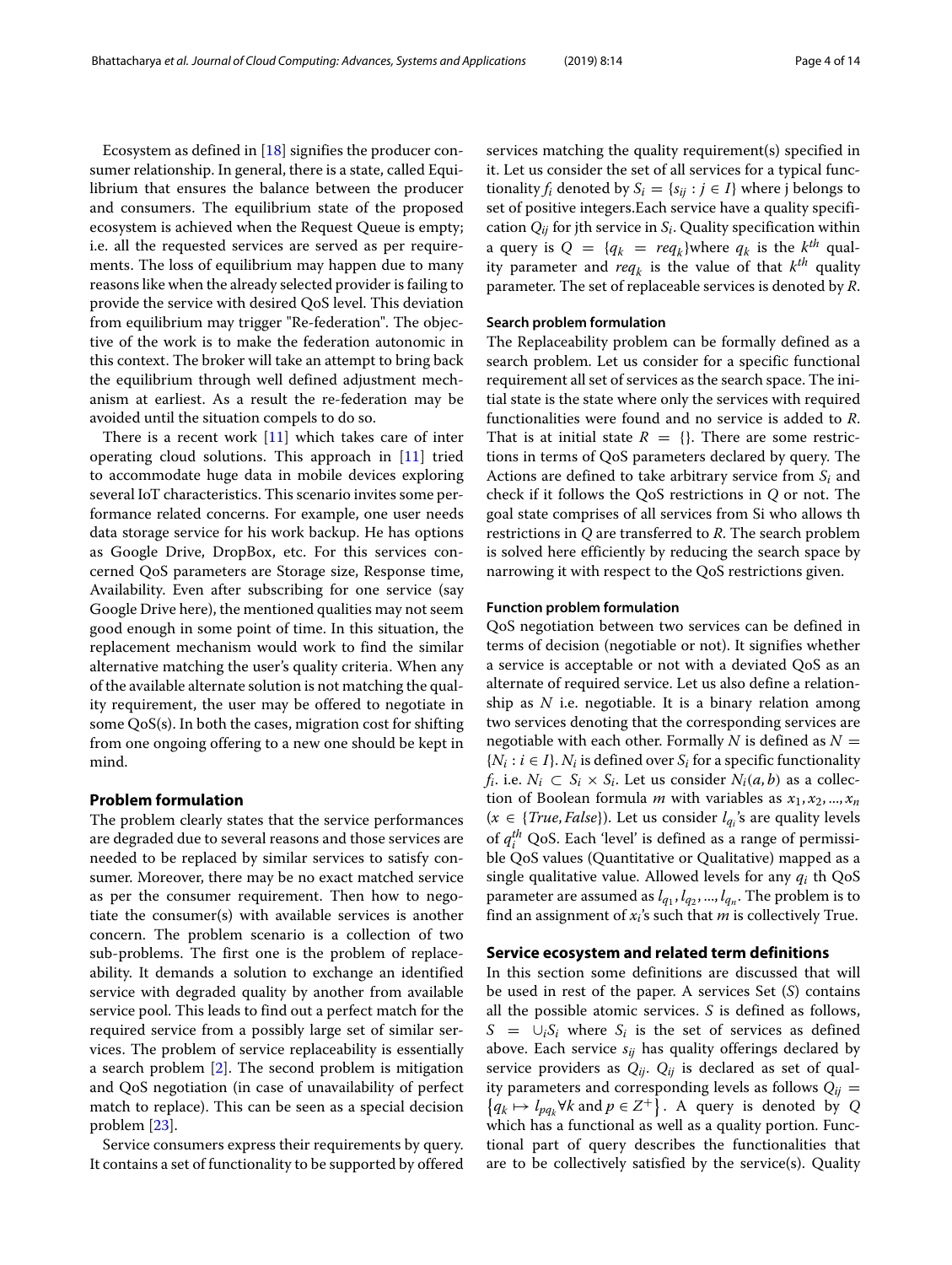Ecosystem as defined in [18] signifies the producer consumer relationship. In general, there is a state, called Equilibrium that ensures the balance between the producer and consumers. The equilibrium state of the proposed ecosystem is achieved when the Request Queue is empty; i.e. all the requested services are served as per requirements. The loss of equilibrium may happen due to many reasons like when the already selected provider is failing to provide the service with desired QoS level. This deviation from equilibrium may trigger "Re-federation". The objective of the work is to make the federation autonomic in this context. The broker will take an attempt to bring back the equilibrium through well defined adjustment mechanism at earliest. As a result the re-federation may be avoided until the situation compels to do so.

There is a recent work [11] which takes care of inter operating cloud solutions. This approach in [11] tried to accommodate huge data in mobile devices exploring several IoT characteristics. This scenario invites some performance related concerns. For example, one user needs data storage service for his work backup. He has options as Google Drive, DropBox, etc. For this services concerned QoS parameters are Storage size, Response time, Availability. Even after subscribing for one service (say Google Drive here), the mentioned qualities may not seem good enough in some point of time. In this situation, the replacement mechanism would work to find the similar alternative matching the user's quality criteria. When any of the available alternate solution is not matching the quality requirement, the user may be offered to negotiate in some QoS(s). In both the cases, migration cost for shifting from one ongoing offering to a new one should be kept in mind.

## Problem formulation

The problem clearly states that the service performances are degraded due to several reasons and those services are needed to be replaced by similar services to satisfy consumer. Moreover, there may be no exact matched service as per the consumer requirement. Then how to negotiate the consumer(s) with available services is another concern. The problem scenario is a collection of two sub-problems. The first one is the problem of replaceability. It demands a solution to exchange an identified service with degraded quality by another from available service pool. This leads to find out a perfect match for the required service from a possibly large set of similar services. The problem of service replaceability is essentially a search problem [2]. The second problem is mitigation and QoS negotiation (in case of unavailability of perfect match to replace). This can be seen as a special decision problem [23].

Service consumers express their requirements by query. It contains a set of functionality to be supported by offered services matching the quality requirement(s) specified in it. Let us consider the set of all services for a typical functionality $f_i$ denoted by $S_i = \{s_{ij} : j \in I\}$ where j belongs to set of positive integers.Each service have a quality specification $Q_{ij}$ for jth service in $S_i$. Quality specification within a query is $Q = \{q_k = req_k\}$where $q_k$ is the $k^{th}$ quality parameter and $req_k$ is the value of that $k^{th}$ quality parameter. The set of replaceable services is denoted by $R$.

### Search problem formulation

The Replaceability problem can be formally defined as a search problem. Let us consider for a specific functional requirement all set of services as the search space. The initial state is the state where only the services with required functionalities were found and no service is added to $R$. That is at initial state $R = \{\}$. There are some restrictions in terms of QoS parameters declared by query. The Actions are defined to take arbitrary service from $S_i$ and check if it follows the QoS restrictions in $Q$ or not. The goal state comprises of all services from Si who allows th restrictions in $Q$ are transferred to $R$. The search problem is solved here efficiently by reducing the search space by narrowing it with respect to the QoS restrictions given.

### Function problem formulation

QoS negotiation between two services can be defined in terms of decision (negotiable or not). It signifies whether a service is acceptable or not with a deviated QoS as an alternate of required service. Let us also define a relationship as $N$ i.e. negotiable. It is a binary relation among two services denoting that the corresponding services are negotiable with each other. Formally $N$ is defined as $N = \{N_i : i \in I\}$. $N_i$ is defined over $S_i$ for a specific functionality $f_i$. i.e. $N_i \subset S_i \times S_i$. Let us consider $N_i(a, b)$ as a collection of Boolean formula $m$ with variables as $x_1, x_2, ..., x_n$ ($x \in \{True, False\}$). Let us consider $l_{q_i}$'s are quality levels of $q_i^{th}$ QoS. Each 'level' is defined as a range of permissible QoS values (Quantitative or Qualitative) mapped as a single qualitative value. Allowed levels for any $q_i$ th QoS parameter are assumed as $l_{q_1}, l_{q_2}, ..., l_{q_n}$. The problem is to find an assignment of $x_i$'s such that $m$ is collectively True.

## Service ecosystem and related term definitions

In this section some definitions are discussed that will be used in rest of the paper. A services Set ($S$) contains all the possible atomic services. $S$ is defined as follows, $S = \cup_i S_i$ where $S_i$ is the set of services as defined above. Each service $s_{ij}$ has quality offerings declared by service providers as $Q_{ij}$. $Q_{ij}$ is declared as set of quality parameters and corresponding levels as follows $Q_{ij} = \{q_k \mapsto l_{pq_k} \forall k \text{ and } p \in Z^+\}$. A query is denoted by $Q$ which has a functional as well as a quality portion. Functional part of query describes the functionalities that are to be collectively satisfied by the service(s). Quality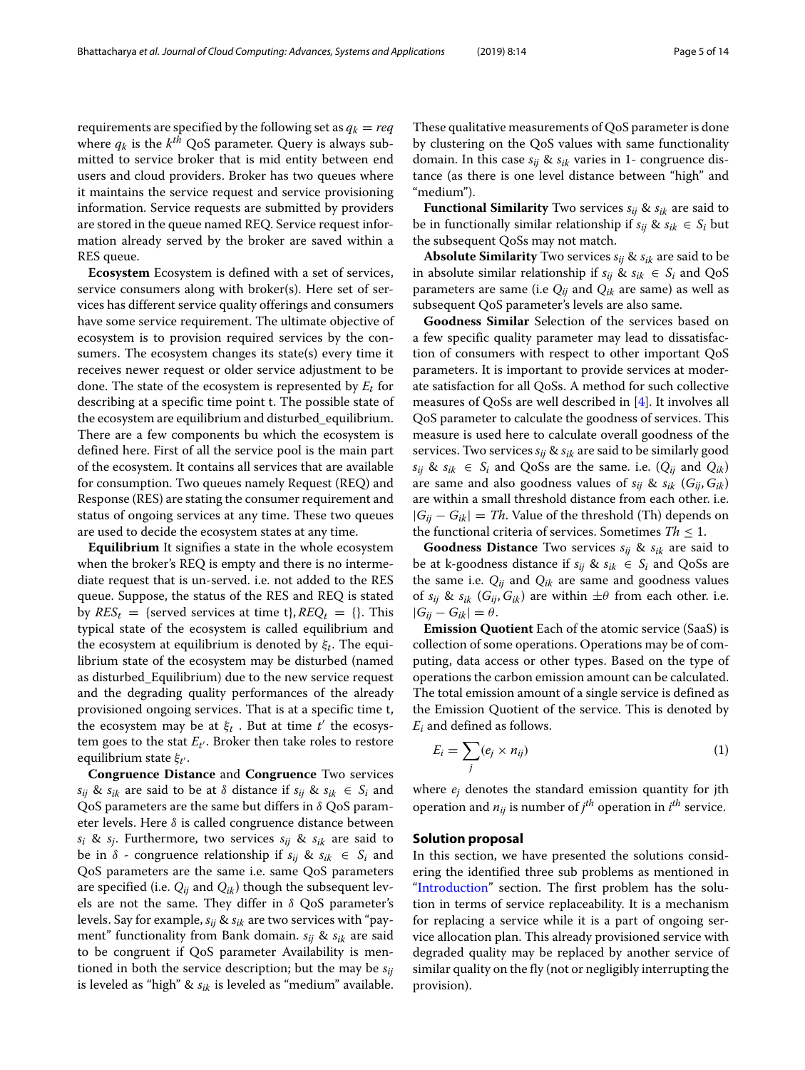requirements are specified by the following set as $q_k = req$ where $q_k$ is the $k^{th}$ QoS parameter. Query is always submitted to service broker that is mid entity between end users and cloud providers. Broker has two queues where it maintains the service request and service provisioning information. Service requests are submitted by providers are stored in the queue named REQ. Service request information already served by the broker are saved within a RES queue.

**Ecosystem** Ecosystem is defined with a set of services, service consumers along with broker(s). Here set of services has different service quality offerings and consumers have some service requirement. The ultimate objective of ecosystem is to provision required services by the consumers. The ecosystem changes its state(s) every time it receives newer request or older service adjustment to be done. The state of the ecosystem is represented by $E_t$ for describing at a specific time point t. The possible state of the ecosystem are equilibrium and disturbed_equilibrium. There are a few components bu which the ecosystem is defined here. First of all the service pool is the main part of the ecosystem. It contains all services that are available for consumption. Two queues namely Request (REQ) and Response (RES) are stating the consumer requirement and status of ongoing services at any time. These two queues are used to decide the ecosystem states at any time.

**Equilibrium** It signifies a state in the whole ecosystem when the broker's REQ is empty and there is no intermediate request that is un-served. i.e. not added to the RES queue. Suppose, the status of the RES and REQ is stated by $RES_t$ = {served services at time t}, $REQ_t$ = {}. This typical state of the ecosystem is called equilibrium and the ecosystem at equilibrium is denoted by $\xi_t$. The equilibrium state of the ecosystem may be disturbed (named as disturbed_Equilibrium) due to the new service request and the degrading quality performances of the already provisioned ongoing services. That is at a specific time t, the ecosystem may be at $\xi_t$ . But at time $t'$ the ecosystem goes to the stat $E_{t'}$. Broker then take roles to restore equilibrium state $\xi_{t'}$.

**Congruence Distance** and **Congruence** Two services $s_{ij}$ & $s_{ik}$ are said to be at $\delta$ distance if $s_{ij}$ & $s_{ik} \in S_i$ and QoS parameters are the same but differs in $\delta$ QoS parameter levels. Here $\delta$ is called congruence distance between $s_i$ & $s_j$. Furthermore, two services $s_{ij}$ & $s_{ik}$ are said to be in $\delta$ - congruence relationship if $s_{ij}$ & $s_{ik} \in S_i$ and QoS parameters are the same i.e. same QoS parameters are specified (i.e. $Q_{ij}$ and $Q_{ik}$) though the subsequent levels are not the same. They differ in $\delta$ QoS parameter's levels. Say for example, $s_{ij}$ & $s_{ik}$ are two services with "payment" functionality from Bank domain. $s_{ij}$ & $s_{ik}$ are said to be congruent if QoS parameter Availability is mentioned in both the service description; but the may be $s_{ij}$ is leveled as "high" & $s_{ik}$ is leveled as "medium" available. These qualitative measurements of QoS parameter is done by clustering on the QoS values with same functionality domain. In this case $s_{ij}$ & $s_{ik}$ varies in 1- congruence distance (as there is one level distance between "high" and "medium").

**Functional Similarity** Two services $s_{ij}$ & $s_{ik}$ are said to be in functionally similar relationship if $s_{ij}$ & $s_{ik} \in S_i$ but the subsequent QoSs may not match.

**Absolute Similarity** Two services $s_{ij}$ & $s_{ik}$ are said to be in absolute similar relationship if $s_{ij}$ & $s_{ik} \in S_i$ and QoS parameters are same (i.e $Q_{ij}$ and $Q_{ik}$ are same) as well as subsequent QoS parameter's levels are also same.

**Goodness Similar** Selection of the services based on a few specific quality parameter may lead to dissatisfaction of consumers with respect to other important QoS parameters. It is important to provide services at moderate satisfaction for all QoSs. A method for such collective measures of QoSs are well described in [4]. It involves all QoS parameter to calculate the goodness of services. This measure is used here to calculate overall goodness of the services. Two services $s_{ij}$ & $s_{ik}$ are said to be similarly good $s_{ij}$ & $s_{ik} \in S_i$ and QoSs are the same. i.e. ($Q_{ij}$ and $Q_{ik}$) are same and also goodness values of $s_{ij}$ & $s_{ik}$ ($G_{ij}, G_{ik}$) are within a small threshold distance from each other. i.e. $|G_{ij} - G_{ik}| = Th$. Value of the threshold (Th) depends on the functional criteria of services. Sometimes $Th \leq 1$.

**Goodness Distance** Two services $s_{ij}$ & $s_{ik}$ are said to be at k-goodness distance if $s_{ij}$ & $s_{ik} \in S_i$ and QoSs are the same i.e. $Q_{ij}$ and $Q_{ik}$ are same and goodness values of $s_{ij}$ & $s_{ik}$ ($G_{ij}, G_{ik}$) are within $\pm\theta$ from each other. i.e. $|G_{ij} - G_{ik}| = \theta$.

**Emission Quotient** Each of the atomic service (SaaS) is collection of some operations. Operations may be of computing, data access or other types. Based on the type of operations the carbon emission amount can be calculated. The total emission amount of a single service is defined as the Emission Quotient of the service. This is denoted by $E_i$ and defined as follows.

$$E_i = \sum_j (e_j \times n_{ij}) \tag{1}$$

where $e_j$ denotes the standard emission quantity for jth operation and $n_{ij}$ is number of $j^{th}$ operation in $i^{th}$ service.

## Solution proposal

In this section, we have presented the solutions considering the identified three sub problems as mentioned in "Introduction" section. The first problem has the solution in terms of service replaceability. It is a mechanism for replacing a service while it is a part of ongoing service allocation plan. This already provisioned service with degraded quality may be replaced by another service of similar quality on the fly (not or negligibly interrupting the provision).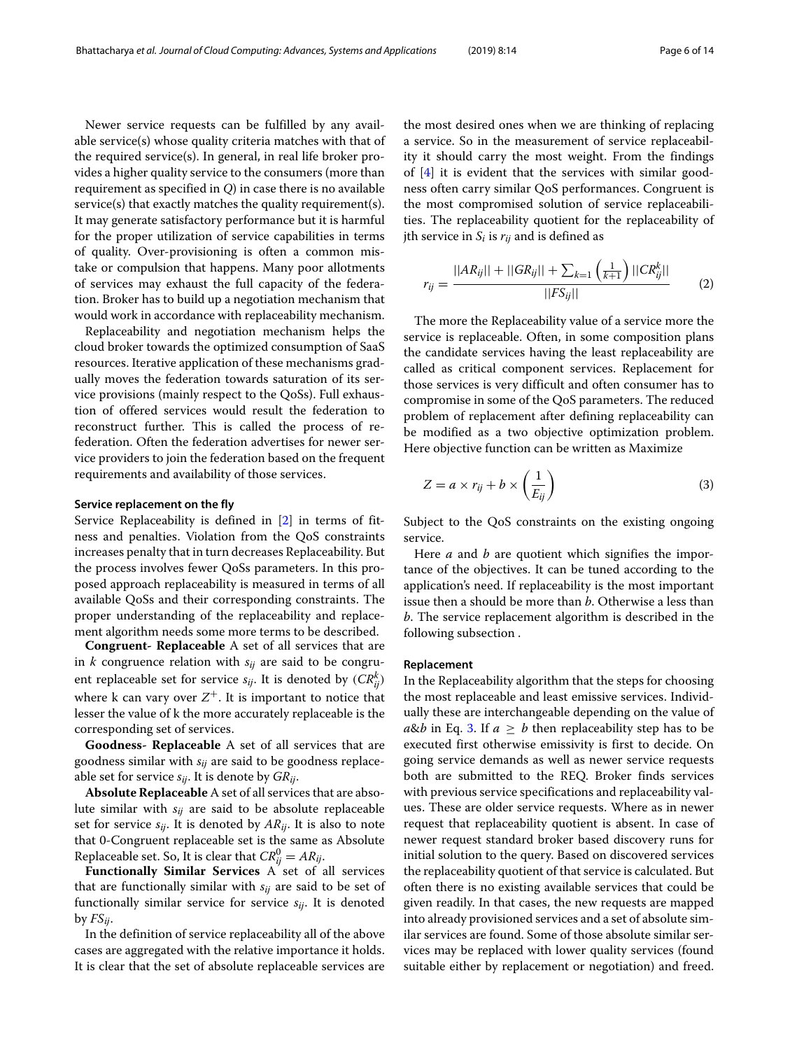Newer service requests can be fulfilled by any available service(s) whose quality criteria matches with that of the required service(s). In general, in real life broker provides a higher quality service to the consumers (more than requirement as specified in $Q$) in case there is no available service(s) that exactly matches the quality requirement(s). It may generate satisfactory performance but it is harmful for the proper utilization of service capabilities in terms of quality. Over-provisioning is often a common mistake or compulsion that happens. Many poor allotments of services may exhaust the full capacity of the federation. Broker has to build up a negotiation mechanism that would work in accordance with replaceability mechanism.

Replaceability and negotiation mechanism helps the cloud broker towards the optimized consumption of SaaS resources. Iterative application of these mechanisms gradually moves the federation towards saturation of its service provisions (mainly respect to the QoSs). Full exhaustion of offered services would result the federation to reconstruct further. This is called the process of re-federation. Often the federation advertises for newer service providers to join the federation based on the frequent requirements and availability of those services.

### Service replacement on the fly

Service Replaceability is defined in [2] in terms of fitness and penalties. Violation from the QoS constraints increases penalty that in turn decreases Replaceability. But the process involves fewer QoSs parameters. In this proposed approach replaceability is measured in terms of all available QoSs and their corresponding constraints. The proper understanding of the replaceability and replacement algorithm needs some more terms to be described.

**Congruent- Replaceable** A set of all services that are in $k$ congruence relation with $s_{ij}$ are said to be congruent replaceable set for service $s_{ij}$. It is denoted by ($CR_{ij}^{k}$) where k can vary over $Z^{+}$. It is important to notice that lesser the value of k the more accurately replaceable is the corresponding set of services.

**Goodness- Replaceable** A set of all services that are goodness similar with $s_{ij}$ are said to be goodness replaceable set for service $s_{ij}$. It is denote by $GR_{ij}$.

**Absolute Replaceable** A set of all services that are absolute similar with $s_{ij}$ are said to be absolute replaceable set for service $s_{ij}$. It is denoted by $AR_{ij}$. It is also to note that 0-Congruent replaceable set is the same as Absolute Replaceable set. So, It is clear that $CR_{ij}^{0} = AR_{ij}$.

**Functionally Similar Services** A set of all services that are functionally similar with $s_{ij}$ are said to be set of functionally similar service for service $s_{ij}$. It is denoted by $FS_{ij}$.

In the definition of service replaceability all of the above cases are aggregated with the relative importance it holds. It is clear that the set of absolute replaceable services are the most desired ones when we are thinking of replacing a service. So in the measurement of service replaceability it should carry the most weight. From the findings of [4] it is evident that the services with similar goodness often carry similar QoS performances. Congruent is the most compromised solution of service replaceabilities. The replaceability quotient for the replaceability of jth service in $S_i$ is $r_{ij}$ and is defined as

$$r_{ij} = \frac{||AR_{ij}|| + ||GR_{ij}|| + \sum_{k=1}\left(\frac{1}{k+1}\right)||CR_{ij}^{k}||}{||FS_{ij}||} \quad (2)$$

The more the Replaceability value of a service more the service is replaceable. Often, in some composition plans the candidate services having the least replaceability are called as critical component services. Replacement for those services is very difficult and often consumer has to compromise in some of the QoS parameters. The reduced problem of replacement after defining replaceability can be modified as a two objective optimization problem. Here objective function can be written as Maximize

$$Z = a \times r_{ij} + b \times \left(\frac{1}{E_{ij}}\right) \quad (3)$$

Subject to the QoS constraints on the existing ongoing service.

Here $a$ and $b$ are quotient which signifies the importance of the objectives. It can be tuned according to the application's need. If replaceability is the most important issue then a should be more than $b$. Otherwise a less than $b$. The service replacement algorithm is described in the following subsection .

### Replacement

In the Replaceability algorithm that the steps for choosing the most replaceable and least emissive services. Individually these are interchangeable depending on the value of $a$&$b$ in Eq. 3. If $a \geq b$ then replaceability step has to be executed first otherwise emissivity is first to decide. On going service demands as well as newer service requests both are submitted to the REQ. Broker finds services with previous service specifications and replaceability values. These are older service requests. Where as in newer request that replaceability quotient is absent. In case of newer request standard broker based discovery runs for initial solution to the query. Based on discovered services the replaceability quotient of that service is calculated. But often there is no existing available services that could be given readily. In that cases, the new requests are mapped into already provisioned services and a set of absolute similar services are found. Some of those absolute similar services may be replaced with lower quality services (found suitable either by replacement or negotiation) and freed.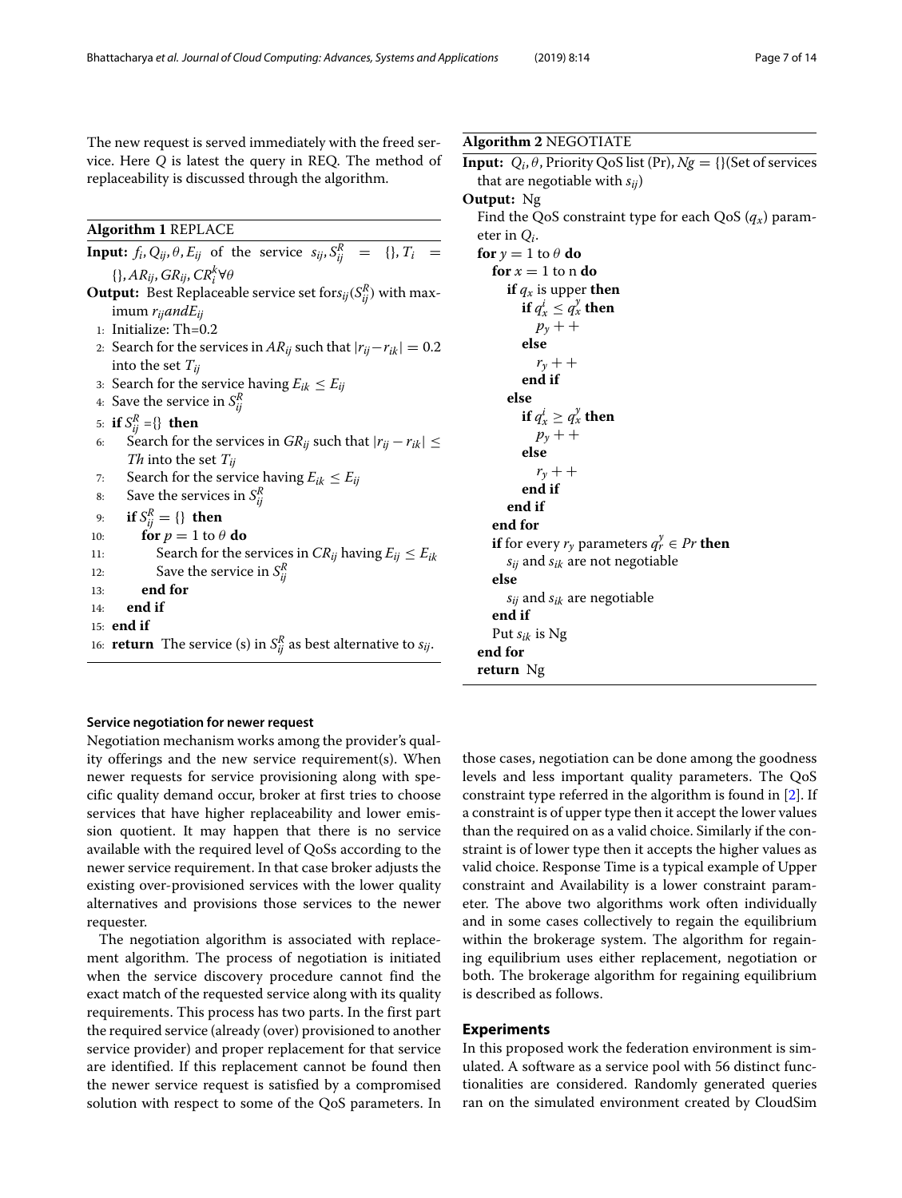The new request is served immediately with the freed service. Here $Q$ is latest the query in REQ. The method of replaceability is discussed through the algorithm.

**Algorithm 1** REPLACE

```
Input: f_i, Q_ij, θ, E_ij of the service s_ij, S^R_ij = {}, T_i = {}, AR_ij, GR_ij, CR^k_i ∀θ
Output: Best Replaceable service set for s_ij (S^R_ij) with maximum r_ij and E_ij
1:  Initialize: Th=0.2
2:  Search for the services in AR_ij such that |r_ij − r_ik| = 0.2 into the set T_ij
3:  Search for the service having E_ik ≤ E_ij
4:  Save the service in S^R_ij
5:  if S^R_ij = {} then
6:      Search for the services in GR_ij such that |r_ij − r_ik| ≤ Th into the set T_ij
7:      Search for the service having E_ik ≤ E_ij
8:      Save the services in S^R_ij
9:      if S^R_ij = {} then
10:         for p = 1 to θ do
11:             Search for the services in CR_ij having E_ij ≤ E_ik
12:             Save the service in S^R_ij
13:         end for
14:     end if
15: end if
16: return The service (s) in S^R_ij as best alternative to s_ij.
```

**Algorithm 2** NEGOTIATE

```
Input: Q_i, θ, Priority QoS list (Pr), Ng = {} (Set of services that are negotiable with s_ij)
Output: Ng
Find the QoS constraint type for each QoS (q_x) parameter in Q_i.
for y = 1 to θ do
    for x = 1 to n do
        if q_x is upper then
            if q^i_x ≤ q^y_x then
                p_y ++
            else
                r_y ++
            end if
        else
            if q^i_x ≥ q^y_x then
                p_y ++
            else
                r_y ++
            end if
        end if
    end for
    if for every r_y parameters q^y_r ∈ Pr then
        s_ij and s_ik are not negotiable
    else
        s_ij and s_ik are negotiable
    end if
    Put s_ik is Ng
end for
return Ng
```

#### Service negotiation for newer request

Negotiation mechanism works among the provider's quality offerings and the new service requirement(s). When newer requests for service provisioning along with specific quality demand occur, broker at first tries to choose services that have higher replaceability and lower emission quotient. It may happen that there is no service available with the required level of QoSs according to the newer service requirement. In that case broker adjusts the existing over-provisioned services with the lower quality alternatives and provisions those services to the newer requester.

The negotiation algorithm is associated with replacement algorithm. The process of negotiation is initiated when the service discovery procedure cannot find the exact match of the requested service along with its quality requirements. This process has two parts. In the first part the required service (already (over) provisioned to another service provider) and proper replacement for that service are identified. If this replacement cannot be found then the newer service request is satisfied by a compromised solution with respect to some of the QoS parameters. In those cases, negotiation can be done among the goodness levels and less important quality parameters. The QoS constraint type referred in the algorithm is found in [2]. If a constraint is of upper type then it accept the lower values than the required on as a valid choice. Similarly if the constraint is of lower type then it accepts the higher values as valid choice. Response Time is a typical example of Upper constraint and Availability is a lower constraint parameter. The above two algorithms work often individually and in some cases collectively to regain the equilibrium within the brokerage system. The algorithm for regaining equilibrium uses either replacement, negotiation or both. The brokerage algorithm for regaining equilibrium is described as follows.

## Experiments

In this proposed work the federation environment is simulated. A software as a service pool with 56 distinct functionalities are considered. Randomly generated queries ran on the simulated environment created by CloudSim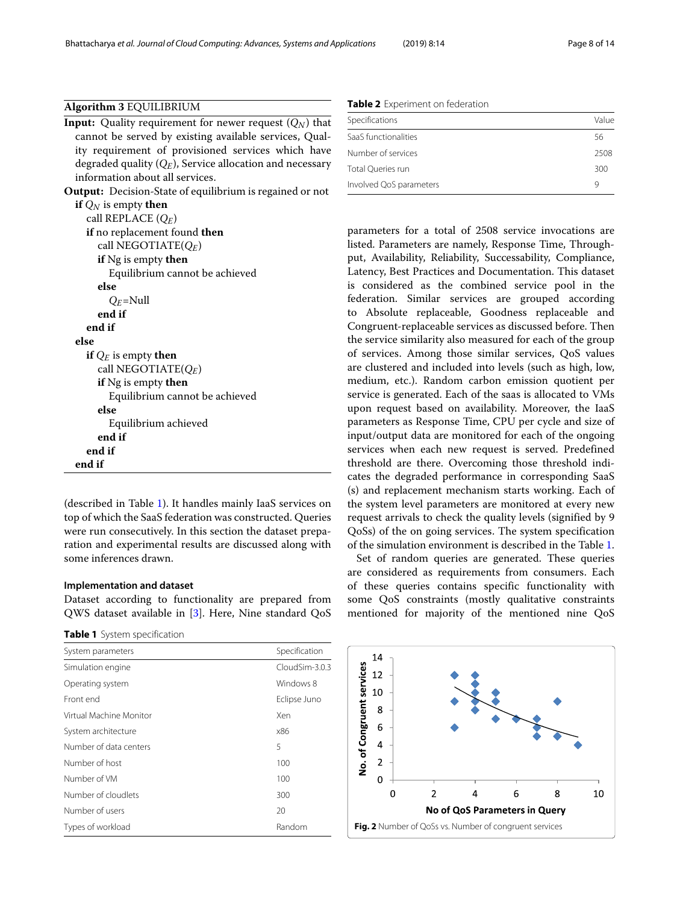**Algorithm 3** EQUILIBRIUM

**Input:** Quality requirement for newer request ($Q_N$) that cannot be served by existing available services, Quality requirement of provisioned services which have degraded quality ($Q_E$), Service allocation and necessary information about all services.

**Output:** Decision-State of equilibrium is regained or not

```
if Q_N is empty then
    call REPLACE (Q_E)
    if no replacement found then
        call NEGOTIATE(Q_E)
        if Ng is empty then
            Equilibrium cannot be achieved
        else
            Q_E=Null
        end if
    end if
else
    if Q_E is empty then
        call NEGOTIATE(Q_E)
        if Ng is empty then
            Equilibrium cannot be achieved
        else
            Equilibrium achieved
        end if
    end if
end if
```

(described in Table 1). It handles mainly IaaS services on top of which the SaaS federation was constructed. Queries were run consecutively. In this section the dataset preparation and experimental results are discussed along with some inferences drawn.

#### Implementation and dataset

Dataset according to functionality are prepared from QWS dataset available in [3]. Here, Nine standard QoS parameters for a total of 2508 service invocations are listed. Parameters are namely, Response Time, Throughput, Availability, Reliability, Successability, Compliance, Latency, Best Practices and Documentation. This dataset is considered as the combined service pool in the federation. Similar services are grouped according to Absolute replaceable, Goodness replaceable and Congruent-replaceable services as discussed before. Then the service similarity also measured for each of the group of services. Among those similar services, QoS values are clustered and included into levels (such as high, low, medium, etc.). Random carbon emission quotient per service is generated. Each of the saas is allocated to VMs upon request based on availability. Moreover, the IaaS parameters as Response Time, CPU per cycle and size of input/output data are monitored for each of the ongoing services when each new request is served. Predefined threshold are there. Overcoming those threshold indicates the degraded performance in corresponding SaaS (s) and replacement mechanism starts working. Each of the system level parameters are monitored at every new request arrivals to check the quality levels (signified by 9 QoSs) of the on going services. The system specification of the simulation environment is described in the Table 1.

Set of random queries are generated. These queries are considered as requirements from consumers. Each of these queries contains specific functionality with some QoS constraints (mostly qualitative constraints mentioned for majority of the mentioned nine QoS

**Table 1** System specification

| System parameters | Specification |
| --- | --- |
| Simulation engine | CloudSim-3.0.3 |
| Operating system | Windows 8 |
| Front end | Eclipse Juno |
| Virtual Machine Monitor | Xen |
| System architecture | x86 |
| Number of data centers | 5 |
| Number of host | 100 |
| Number of VM | 100 |
| Number of cloudlets | 300 |
| Number of users | 20 |
| Types of workload | Random |

**Table 2** Experiment on federation

| Specifications | Value |
| --- | --- |
| SaaS functionalities | 56 |
| Number of services | 2508 |
| Total Queries run | 300 |
| Involved QoS parameters | 9 |

**Fig. 2** Number of QoSs vs. Number of congruent services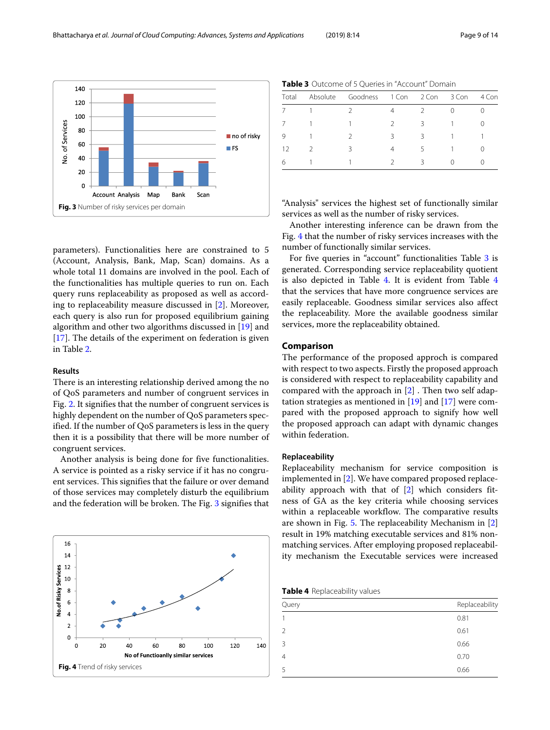parameters). Functionalities here are constrained to 5 (Account, Analysis, Bank, Map, Scan) domains. As a whole total 11 domains are involved in the pool. Each of the functionalities has multiple queries to run on. Each query runs replaceability as proposed as well as according to replaceability measure discussed in [2]. Moreover, each query is also run for proposed equilibrium gaining algorithm and other two algorithms discussed in [19] and [17]. The details of the experiment on federation is given in Table 2.

Fig. 3 Number of risky services per domain

### Results

There is an interesting relationship derived among the no of QoS parameters and number of congruent services in Fig. 2. It signifies that the number of congruent services is highly dependent on the number of QoS parameters specified. If the number of QoS parameters is less in the query then it is a possibility that there will be more number of congruent services.

Another analysis is being done for five functionalities. A service is pointed as a risky service if it has no congruent services. This signifies that the failure or over demand of those services may completely disturb the equilibrium and the federation will be broken. The Fig. 3 signifies that "Analysis" services the highest set of functionally similar services as well as the number of risky services.

Fig. 4 Trend of risky services

**Table 3** Outcome of 5 Queries in "Account" Domain

| Total | Absolute | Goodness | 1 Con | 2 Con | 3 Con | 4 Con |
|---|---|---|---|---|---|---|
| 7 | 1 | 2 | 4 | 2 | 0 | 0 |
| 7 | 1 | 1 | 2 | 3 | 1 | 0 |
| 9 | 1 | 2 | 3 | 3 | 1 | 1 |
| 12 | 2 | 3 | 4 | 5 | 1 | 0 |
| 6 | 1 | 1 | 2 | 3 | 0 | 0 |

Another interesting inference can be drawn from the Fig. 4 that the number of risky services increases with the number of functionally similar services.

For five queries in "account" functionalities Table 3 is generated. Corresponding service replaceability quotient is also depicted in Table 4. It is evident from Table 4 that the services that have more congruence services are easily replaceable. Goodness similar services also affect the replaceability. More the available goodness similar services, more the replaceability obtained.

## Comparison

The performance of the proposed approch is compared with respect to two aspects. Firstly the proposed approach is considered with respect to replaceability capability and compared with the approach in [2] . Then two self adaptation strategies as mentioned in [19] and [17] were compared with the proposed approach to signify how well the proposed approach can adapt with dynamic changes within federation.

### Replaceability

Replaceability mechanism for service composition is implemented in [2]. We have compared proposed replaceability approach with that of [2] which considers fitness of GA as the key criteria while choosing services within a replaceable workflow. The comparative results are shown in Fig. 5. The replaceability Mechanism in [2] result in 19% matching executable services and 81% nonmatching services. After employing proposed replaceability mechanism the Executable services were increased

**Table 4** Replaceability values

| Query | Replaceability |
|---|---|
| 1 | 0.81 |
| 2 | 0.61 |
| 3 | 0.66 |
| 4 | 0.70 |
| 5 | 0.66 |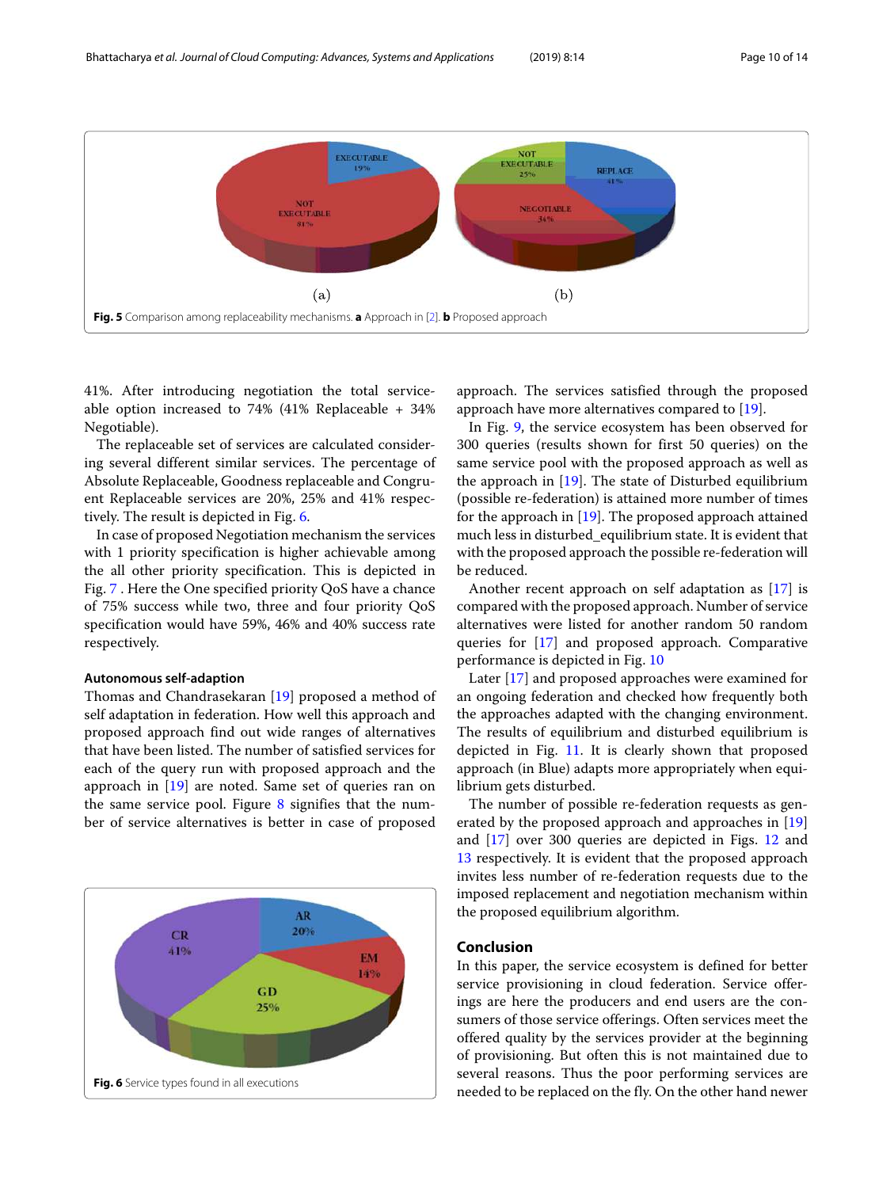Fig. 5 Comparison among replaceability mechanisms. **a** Approach in [2]. **b** Proposed approach

41%. After introducing negotiation the total serviceable option increased to 74% (41% Replaceable + 34% Negotiable).

The replaceable set of services are calculated considering several different similar services. The percentage of Absolute Replaceable, Goodness replaceable and Congruent Replaceable services are 20%, 25% and 41% respectively. The result is depicted in Fig. 6.

In case of proposed Negotiation mechanism the services with 1 priority specification is higher achievable among the all other priority specification. This is depicted in Fig. 7 . Here the One specified priority QoS have a chance of 75% success while two, three and four priority QoS specification would have 59%, 46% and 40% success rate respectively.

### Autonomous self-adaption

Thomas and Chandrasekaran [19] proposed a method of self adaptation in federation. How well this approach and proposed approach find out wide ranges of alternatives that have been listed. The number of satisfied services for each of the query run with proposed approach and the approach in [19] are noted. Same set of queries ran on the same service pool. Figure 8 signifies that the number of service alternatives is better in case of proposed approach. The services satisfied through the proposed approach have more alternatives compared to [19].

Fig. 6 Service types found in all executions

In Fig. 9, the service ecosystem has been observed for 300 queries (results shown for first 50 queries) on the same service pool with the proposed approach as well as the approach in [19]. The state of Disturbed equilibrium (possible re-federation) is attained more number of times for the approach in [19]. The proposed approach attained much less in disturbed_equilibrium state. It is evident that with the proposed approach the possible re-federation will be reduced.

Another recent approach on self adaptation as [17] is compared with the proposed approach. Number of service alternatives were listed for another random 50 random queries for [17] and proposed approach. Comparative performance is depicted in Fig. 10

Later [17] and proposed approaches were examined for an ongoing federation and checked how frequently both the approaches adapted with the changing environment. The results of equilibrium and disturbed equilibrium is depicted in Fig. 11. It is clearly shown that proposed approach (in Blue) adapts more appropriately when equilibrium gets disturbed.

The number of possible re-federation requests as generated by the proposed approach and approaches in [19] and [17] over 300 queries are depicted in Figs. 12 and 13 respectively. It is evident that the proposed approach invites less number of re-federation requests due to the imposed replacement and negotiation mechanism within the proposed equilibrium algorithm.

## Conclusion

In this paper, the service ecosystem is defined for better service provisioning in cloud federation. Service offerings are here the producers and end users are the consumers of those service offerings. Often services meet the offered quality by the services provider at the beginning of provisioning. But often this is not maintained due to several reasons. Thus the poor performing services are needed to be replaced on the fly. On the other hand newer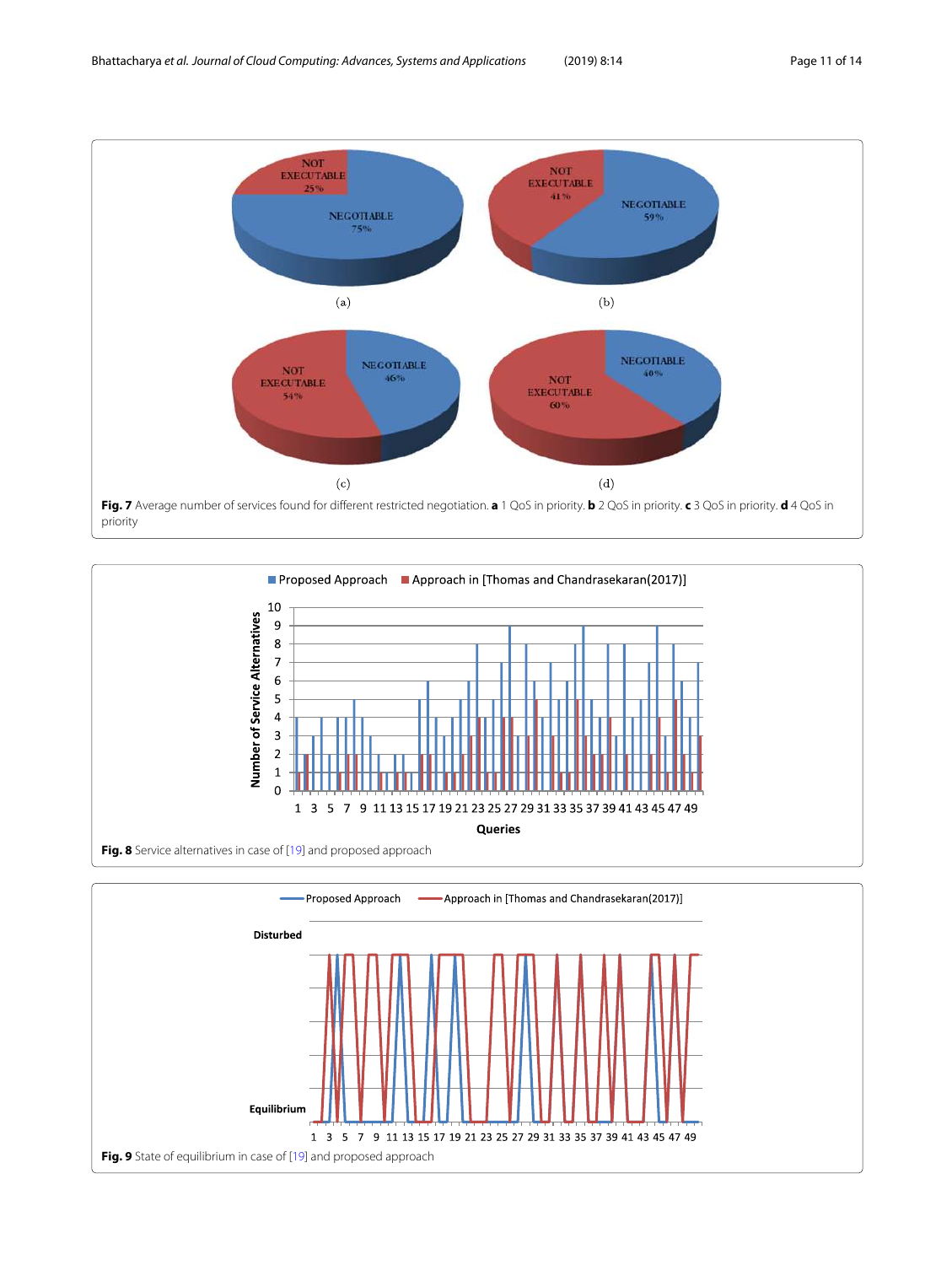**Fig. 7** Average number of services found for different restricted negotiation. **a** 1 QoS in priority. **b** 2 QoS in priority. **c** 3 QoS in priority. **d** 4 QoS in priority

**Fig. 8** Service alternatives in case of [19] and proposed approach

**Fig. 9** State of equilibrium in case of [19] and proposed approach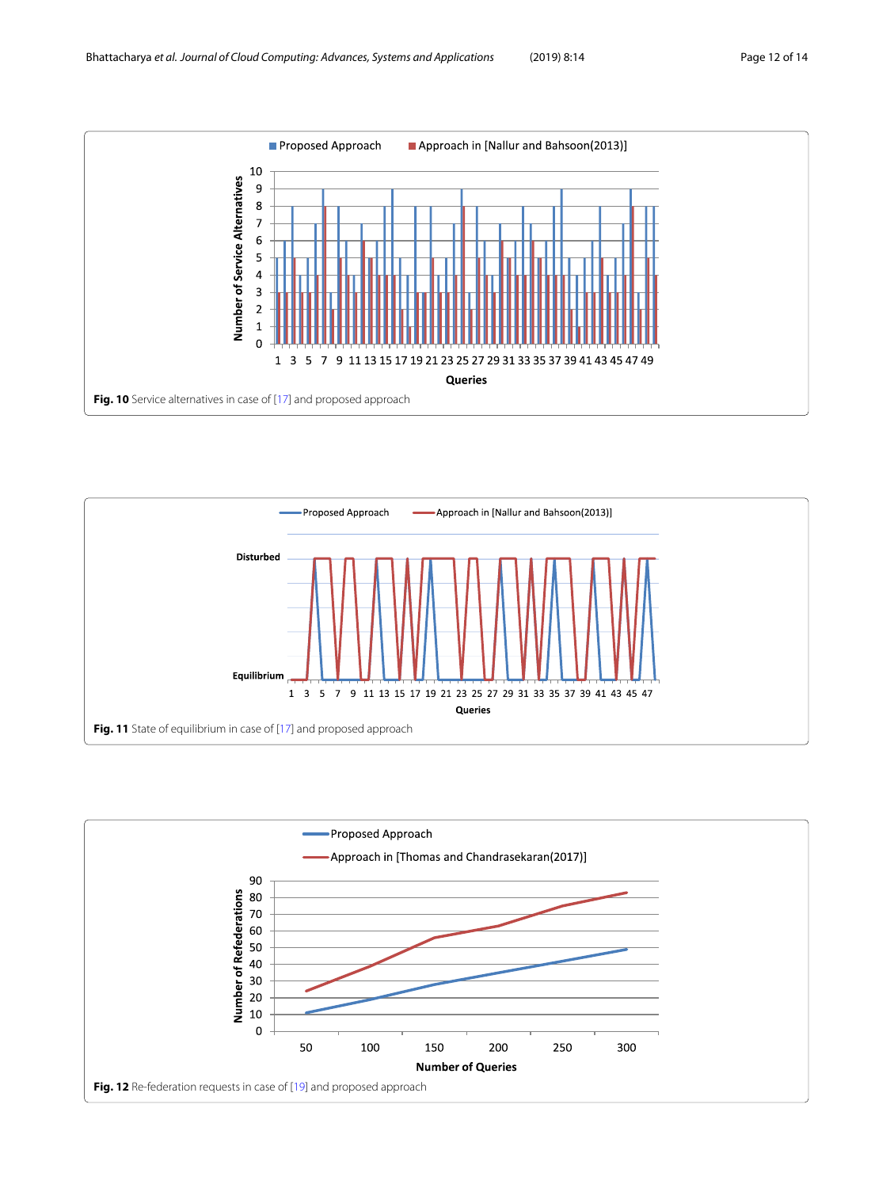**Fig. 10** Service alternatives in case of [17] and proposed approach

**Fig. 11** State of equilibrium in case of [17] and proposed approach

**Fig. 12** Re-federation requests in case of [19] and proposed approach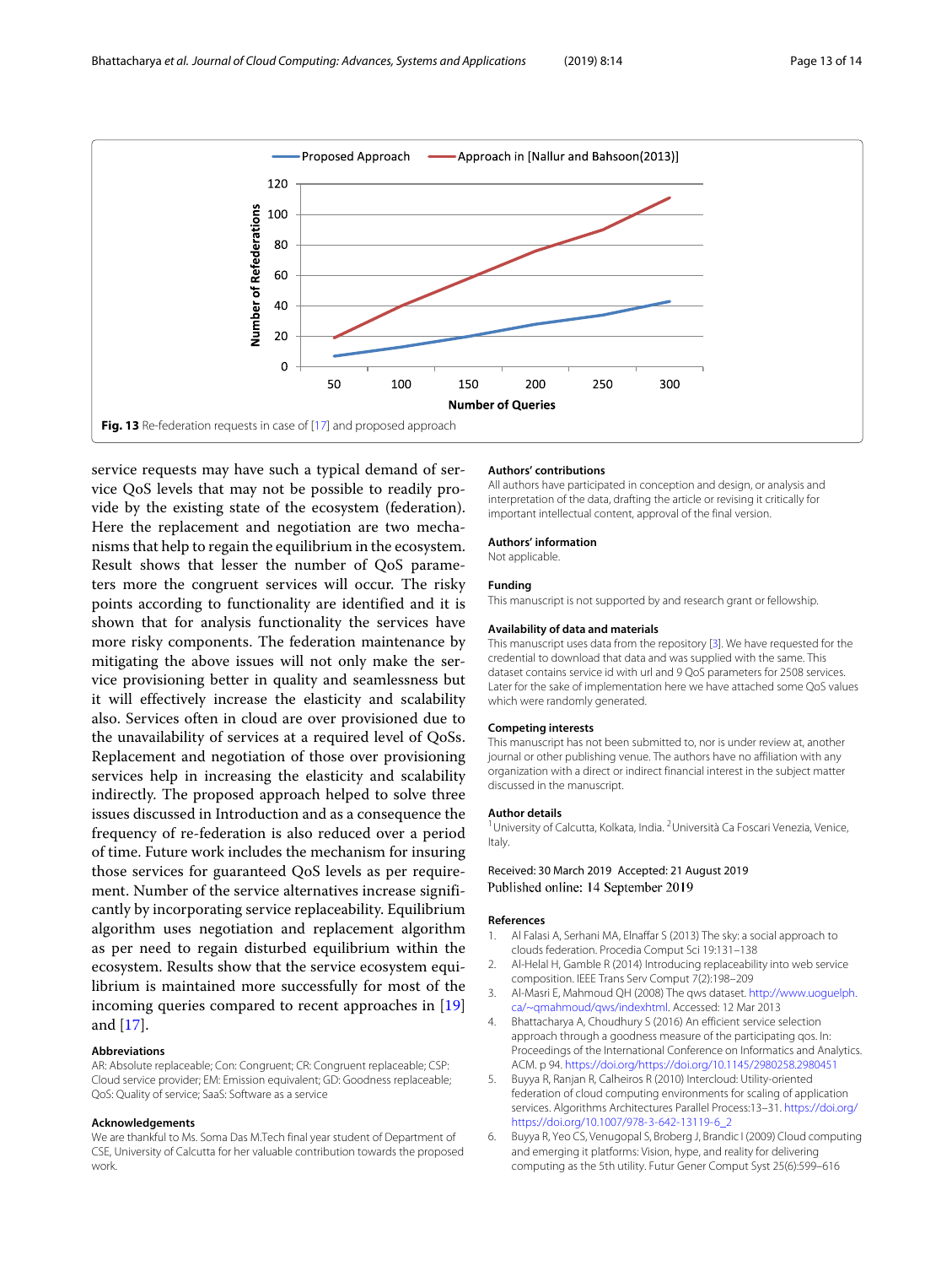Proposed Approach
Approach in [Nallur and Bahsoon(2013)]

Number of Refederations

120
100
80
60
40
20
0

50 100 150 200 250 300

Number of Queries

**Fig. 13** Re-federation requests in case of [17] and proposed approach

service requests may have such a typical demand of service QoS levels that may not be possible to readily provide by the existing state of the ecosystem (federation). Here the replacement and negotiation are two mechanisms that help to regain the equilibrium in the ecosystem. Result shows that lesser the number of QoS parameters more the congruent services will occur. The risky points according to functionality are identified and it is shown that for analysis functionality the services have more risky components. The federation maintenance by mitigating the above issues will not only make the service provisioning better in quality and seamlessness but it will effectively increase the elasticity and scalability also. Services often in cloud are over provisioned due to the unavailability of services at a required level of QoSs. Replacement and negotiation of those over provisioning services help in increasing the elasticity and scalability indirectly. The proposed approach helped to solve three issues discussed in Introduction and as a consequence the frequency of re-federation is also reduced over a period of time. Future work includes the mechanism for insuring those services for guaranteed QoS levels as per requirement. Number of the service alternatives increase significantly by incorporating service replaceability. Equilibrium algorithm uses negotiation and replacement algorithm as per need to regain disturbed equilibrium within the ecosystem. Results show that the service ecosystem equilibrium is maintained more successfully for most of the incoming queries compared to recent approaches in [19] and [17].

#### Abbreviations
AR: Absolute replaceable; Con: Congruent; CR: Congruent replaceable; CSP: Cloud service provider; EM: Emission equivalent; GD: Goodness replaceable; QoS: Quality of service; SaaS: Software as a service

#### Acknowledgements
We are thankful to Ms. Soma Das M.Tech final year student of Department of CSE, University of Calcutta for her valuable contribution towards the proposed work.

#### Authors' contributions
All authors have participated in conception and design, or analysis and interpretation of the data, drafting the article or revising it critically for important intellectual content, approval of the final version.

#### Authors' information
Not applicable.

#### Funding
This manuscript is not supported by and research grant or fellowship.

#### Availability of data and materials
This manuscript uses data from the repository [3]. We have requested for the credential to download that data and was supplied with the same. This dataset contains service id with url and 9 QoS parameters for 2508 services. Later for the sake of implementation here we have attached some QoS values which were randomly generated.

#### Competing interests
This manuscript has not been submitted to, nor is under review at, another journal or other publishing venue. The authors have no affiliation with any organization with a direct or indirect financial interest in the subject matter discussed in the manuscript.

#### Author details
[1]University of Calcutta, Kolkata, India. [2]Università Ca Foscari Venezia, Venice, Italy.

Received: 30 March 2019 Accepted: 21 August 2019
Published online: 14 September 2019

#### References
1. Al Falasi A, Serhani MA, Elnaffar S (2013) The sky: a social approach to clouds federation. Procedia Comput Sci 19:131–138
2. Al-Helal H, Gamble R (2014) Introducing replaceability into web service composition. IEEE Trans Serv Comput 7(2):198–209
3. Al-Masri E, Mahmoud QH (2008) The qws dataset. http://www.uoguelph.ca/~qmahmoud/qws/indexhtml. Accessed: 12 Mar 2013
4. Bhattacharya A, Choudhury S (2016) An efficient service selection approach through a goodness measure of the participating qos. In: Proceedings of the International Conference on Informatics and Analytics. ACM. p 94. https://doi.org/https://doi.org/10.1145/2980258.2980451
5. Buyya R, Ranjan R, Calheiros R (2010) Intercloud: Utility-oriented federation of cloud computing environments for scaling of application services. Algorithms Architectures Parallel Process:13–31. https://doi.org/https://doi.org/10.1007/978-3-642-13119-6_2
6. Buyya R, Yeo CS, Venugopal S, Broberg J, Brandic I (2009) Cloud computing and emerging it platforms: Vision, hype, and reality for delivering computing as the 5th utility. Futur Gener Comput Syst 25(6):599–616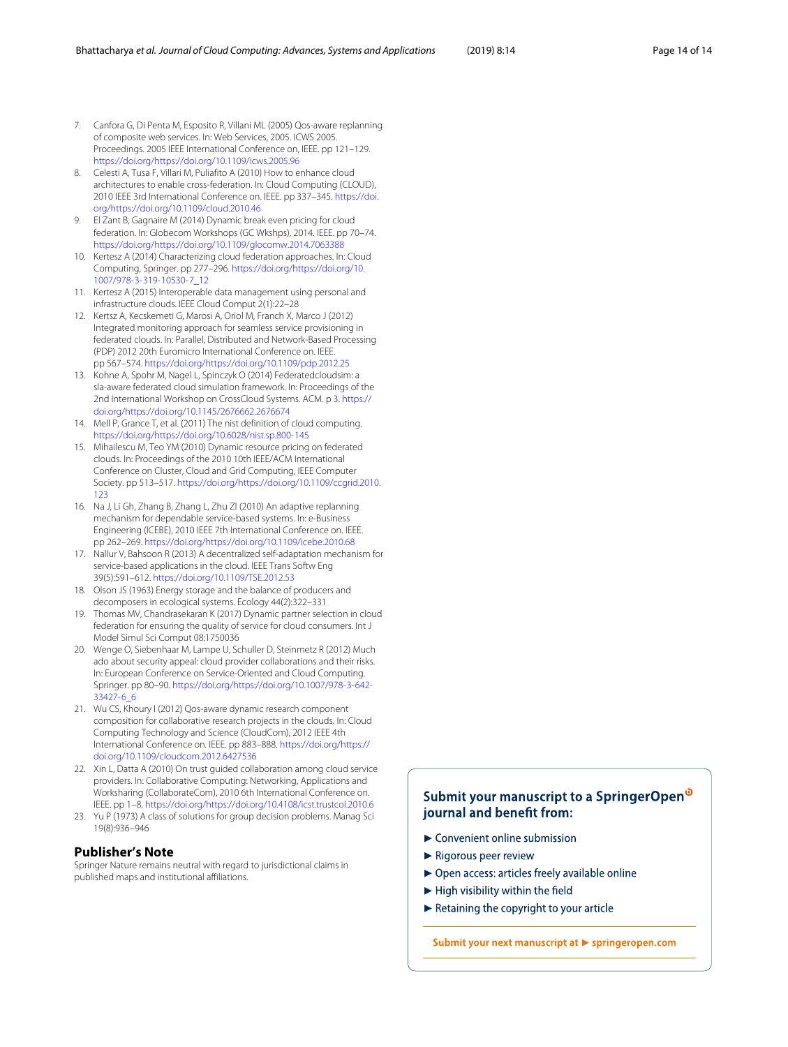7. Canfora G, Di Penta M, Esposito R, Villani ML (2005) Qos-aware replanning of composite web services. In: Web Services, 2005. ICWS 2005. Proceedings. 2005 IEEE International Conference on, IEEE. pp 121–129. https://doi.org/https://doi.org/10.1109/icws.2005.96
8. Celesti A, Tusa F, Villari M, Puliafito A (2010) How to enhance cloud architectures to enable cross-federation. In: Cloud Computing (CLOUD), 2010 IEEE 3rd International Conference on. IEEE. pp 337–345. https://doi.org/https://doi.org/10.1109/cloud.2010.46
9. El Zant B, Gagnaire M (2014) Dynamic break even pricing for cloud federation. In: Globecom Workshops (GC Wkshps), 2014. IEEE. pp 70–74. https://doi.org/https://doi.org/10.1109/glocomw.2014.7063388
10. Kertesz A (2014) Characterizing cloud federation approaches. In: Cloud Computing, Springer. pp 277–296. https://doi.org/https://doi.org/10.1007/978-3-319-10530-7_12
11. Kertesz A (2015) Interoperable data management using personal and infrastructure clouds. IEEE Cloud Comput 2(1):22–28
12. Kertsz A, Kecskemeti G, Marosi A, Oriol M, Franch X, Marco J (2012) Integrated monitoring approach for seamless service provisioning in federated clouds. In: Parallel, Distributed and Network-Based Processing (PDP) 2012 20th Euromicro International Conference on. IEEE. pp 567–574. https://doi.org/https://doi.org/10.1109/pdp.2012.25
13. Kohne A, Spohr M, Nagel L, Spinczyk O (2014) Federatedcloudsim: a sla-aware federated cloud simulation framework. In: Proceedings of the 2nd International Workshop on CrossCloud Systems. ACM. p 3. https://doi.org/https://doi.org/10.1145/2676662.2676674
14. Mell P, Grance T, et al. (2011) The nist definition of cloud computing. https://doi.org/https://doi.org/10.6028/nist.sp.800-145
15. Mihailescu M, Teo YM (2010) Dynamic resource pricing on federated clouds. In: Proceedings of the 2010 10th IEEE/ACM International Conference on Cluster, Cloud and Grid Computing, IEEE Computer Society. pp 513–517. https://doi.org/https://doi.org/10.1109/ccgrid.2010.123
16. Na J, Li Gh, Zhang B, Zhang L, Zhu Zl (2010) An adaptive replanning mechanism for dependable service-based systems. In: e-Business Engineering (ICEBE), 2010 IEEE 7th International Conference on. IEEE. pp 262–269. https://doi.org/https://doi.org/10.1109/icebe.2010.68
17. Nallur V, Bahsoon R (2013) A decentralized self-adaptation mechanism for service-based applications in the cloud. IEEE Trans Softw Eng 39(5):591–612. https://doi.org/10.1109/TSE.2012.53
18. Olson JS (1963) Energy storage and the balance of producers and decomposers in ecological systems. Ecology 44(2):322–331
19. Thomas MV, Chandrasekaran K (2017) Dynamic partner selection in cloud federation for ensuring the quality of service for cloud consumers. Int J Model Simul Sci Comput 08:1750036
20. Wenge O, Siebenhaar M, Lampe U, Schuller D, Steinmetz R (2012) Much ado about security appeal: cloud provider collaborations and their risks. In: European Conference on Service-Oriented and Cloud Computing. Springer. pp 80–90. https://doi.org/https://doi.org/10.1007/978-3-642-33427-6_6
21. Wu CS, Khoury I (2012) Qos-aware dynamic research component composition for collaborative research projects in the clouds. In: Cloud Computing Technology and Science (CloudCom), 2012 IEEE 4th International Conference on. IEEE. pp 883–888. https://doi.org/https://doi.org/10.1109/cloudcom.2012.6427536
22. Xin L, Datta A (2010) On trust guided collaboration among cloud service providers. In: Collaborative Computing: Networking, Applications and Worksharing (CollaborateCom), 2010 6th International Conference on. IEEE. pp 1–8. https://doi.org/https://doi.org/10.4108/icst.trustcol.2010.6
23. Yu P (1973) A class of solutions for group decision problems. Manag Sci 19(8):936–946

## Publisher's Note

Springer Nature remains neutral with regard to jurisdictional claims in published maps and institutional affiliations.

**Submit your manuscript to a SpringerOpen journal and benefit from:**

- ► Convenient online submission
- ► Rigorous peer review
- ► Open access: articles freely available online
- ► High visibility within the field
- ► Retaining the copyright to your article

**Submit your next manuscript at ► springeropen.com**